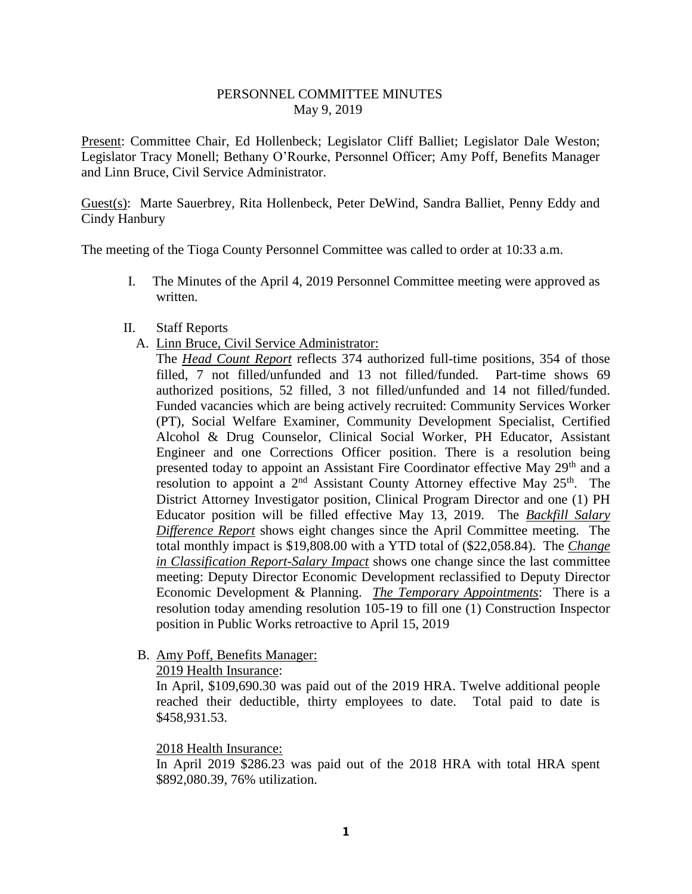# PERSONNEL COMMITTEE MINUTES
May 9, 2019

<u>Present</u>: Committee Chair, Ed Hollenbeck; Legislator Cliff Balliet; Legislator Dale Weston; Legislator Tracy Monell; Bethany O'Rourke, Personnel Officer; Amy Poff, Benefits Manager and Linn Bruce, Civil Service Administrator.

<u>Guest(s)</u>: Marte Sauerbrey, Rita Hollenbeck, Peter DeWind, Sandra Balliet, Penny Eddy and Cindy Hanbury

The meeting of the Tioga County Personnel Committee was called to order at 10:33 a.m.

I. The Minutes of the April 4, 2019 Personnel Committee meeting were approved as written.

II. Staff Reports

A. <u>Linn Bruce, Civil Service Administrator:</u>

The ***<u>Head Count Report</u>*** reflects 374 authorized full-time positions, 354 of those filled, 7 not filled/unfunded and 13 not filled/funded. Part-time shows 69 authorized positions, 52 filled, 3 not filled/unfunded and 14 not filled/funded. Funded vacancies which are being actively recruited: Community Services Worker (PT), Social Welfare Examiner, Community Development Specialist, Certified Alcohol & Drug Counselor, Clinical Social Worker, PH Educator, Assistant Engineer and one Corrections Officer position. There is a resolution being presented today to appoint an Assistant Fire Coordinator effective May 29th and a resolution to appoint a 2nd Assistant County Attorney effective May 25th. The District Attorney Investigator position, Clinical Program Director and one (1) PH Educator position will be filled effective May 13, 2019. The ***<u>Backfill Salary Difference Report</u>*** shows eight changes since the April Committee meeting. The total monthly impact is $19,808.00 with a YTD total of ($22,058.84). The ***<u>Change in Classification Report-Salary Impact</u>*** shows one change since the last committee meeting: Deputy Director Economic Development reclassified to Deputy Director Economic Development & Planning. ***<u>The Temporary Appointments</u>***: There is a resolution today amending resolution 105-19 to fill one (1) Construction Inspector position in Public Works retroactive to April 15, 2019

B. <u>Amy Poff, Benefits Manager:</u>

<u>2019 Health Insurance</u>:

In April, $109,690.30 was paid out of the 2019 HRA. Twelve additional people reached their deductible, thirty employees to date. Total paid to date is $458,931.53.

<u>2018 Health Insurance:</u>

In April 2019 $286.23 was paid out of the 2018 HRA with total HRA spent $892,080.39, 76% utilization.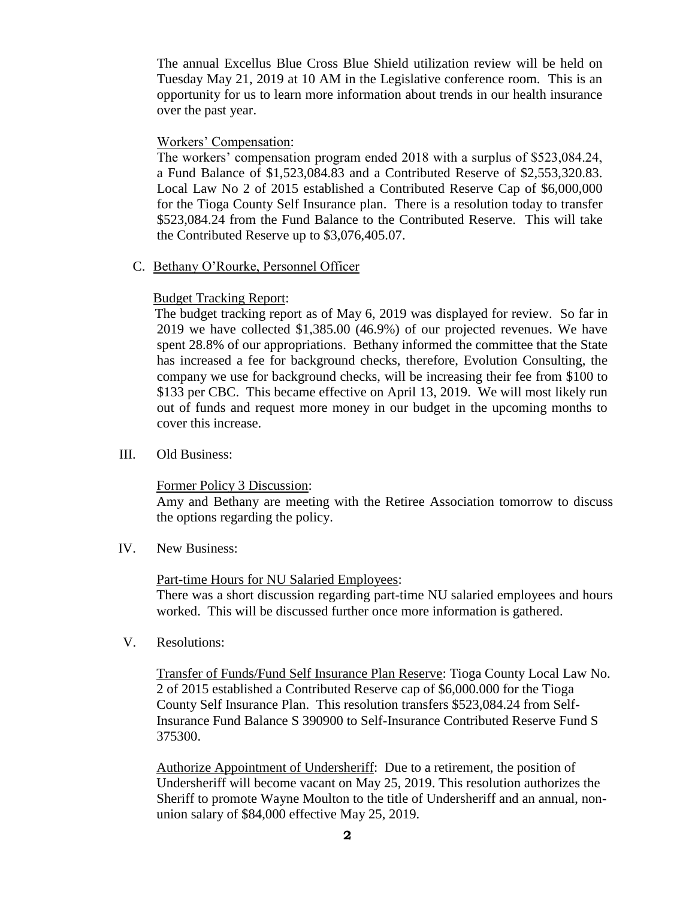The annual Excellus Blue Cross Blue Shield utilization review will be held on Tuesday May 21, 2019 at 10 AM in the Legislative conference room. This is an opportunity for us to learn more information about trends in our health insurance over the past year.

Workers' Compensation:

The workers' compensation program ended 2018 with a surplus of $523,084.24, a Fund Balance of $1,523,084.83 and a Contributed Reserve of $2,553,320.83. Local Law No 2 of 2015 established a Contributed Reserve Cap of $6,000,000 for the Tioga County Self Insurance plan. There is a resolution today to transfer $523,084.24 from the Fund Balance to the Contributed Reserve. This will take the Contributed Reserve up to $3,076,405.07.

C. Bethany O'Rourke, Personnel Officer

Budget Tracking Report:

The budget tracking report as of May 6, 2019 was displayed for review. So far in 2019 we have collected $1,385.00 (46.9%) of our projected revenues. We have spent 28.8% of our appropriations. Bethany informed the committee that the State has increased a fee for background checks, therefore, Evolution Consulting, the company we use for background checks, will be increasing their fee from $100 to $133 per CBC. This became effective on April 13, 2019. We will most likely run out of funds and request more money in our budget in the upcoming months to cover this increase.

III. Old Business:

Former Policy 3 Discussion:

Amy and Bethany are meeting with the Retiree Association tomorrow to discuss the options regarding the policy.

IV. New Business:

Part-time Hours for NU Salaried Employees:

There was a short discussion regarding part-time NU salaried employees and hours worked. This will be discussed further once more information is gathered.

V. Resolutions:

Transfer of Funds/Fund Self Insurance Plan Reserve: Tioga County Local Law No. 2 of 2015 established a Contributed Reserve cap of $6,000.000 for the Tioga County Self Insurance Plan. This resolution transfers $523,084.24 from Self-Insurance Fund Balance S 390900 to Self-Insurance Contributed Reserve Fund S 375300.

Authorize Appointment of Undersheriff: Due to a retirement, the position of Undersheriff will become vacant on May 25, 2019. This resolution authorizes the Sheriff to promote Wayne Moulton to the title of Undersheriff and an annual, non-union salary of $84,000 effective May 25, 2019.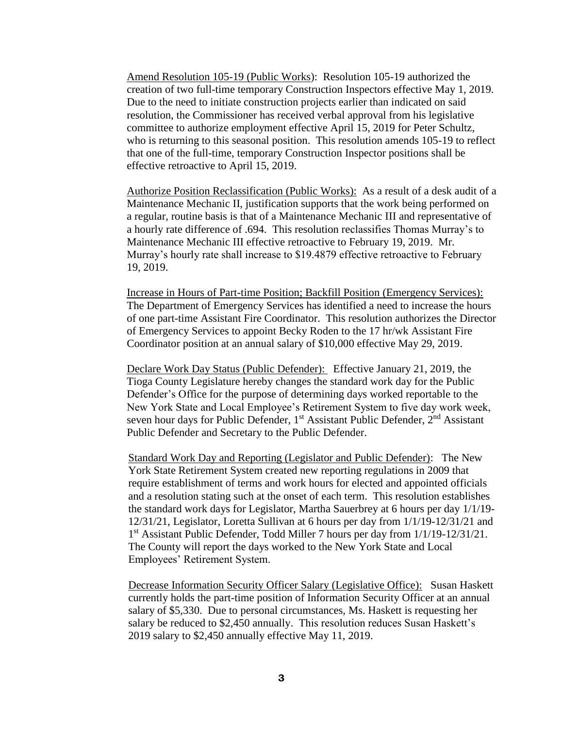Amend Resolution 105-19 (Public Works): Resolution 105-19 authorized the creation of two full-time temporary Construction Inspectors effective May 1, 2019. Due to the need to initiate construction projects earlier than indicated on said resolution, the Commissioner has received verbal approval from his legislative committee to authorize employment effective April 15, 2019 for Peter Schultz, who is returning to this seasonal position. This resolution amends 105-19 to reflect that one of the full-time, temporary Construction Inspector positions shall be effective retroactive to April 15, 2019.

Authorize Position Reclassification (Public Works): As a result of a desk audit of a Maintenance Mechanic II, justification supports that the work being performed on a regular, routine basis is that of a Maintenance Mechanic III and representative of a hourly rate difference of .694. This resolution reclassifies Thomas Murray's to Maintenance Mechanic III effective retroactive to February 19, 2019. Mr. Murray's hourly rate shall increase to $19.4879 effective retroactive to February 19, 2019.

Increase in Hours of Part-time Position; Backfill Position (Emergency Services): The Department of Emergency Services has identified a need to increase the hours of one part-time Assistant Fire Coordinator. This resolution authorizes the Director of Emergency Services to appoint Becky Roden to the 17 hr/wk Assistant Fire Coordinator position at an annual salary of $10,000 effective May 29, 2019.

Declare Work Day Status (Public Defender): Effective January 21, 2019, the Tioga County Legislature hereby changes the standard work day for the Public Defender's Office for the purpose of determining days worked reportable to the New York State and Local Employee's Retirement System to five day work week, seven hour days for Public Defender, 1st Assistant Public Defender, 2nd Assistant Public Defender and Secretary to the Public Defender.

Standard Work Day and Reporting (Legislator and Public Defender): The New York State Retirement System created new reporting regulations in 2009 that require establishment of terms and work hours for elected and appointed officials and a resolution stating such at the onset of each term. This resolution establishes the standard work days for Legislator, Martha Sauerbrey at 6 hours per day 1/1/19-12/31/21, Legislator, Loretta Sullivan at 6 hours per day from 1/1/19-12/31/21 and 1st Assistant Public Defender, Todd Miller 7 hours per day from 1/1/19-12/31/21. The County will report the days worked to the New York State and Local Employees' Retirement System.

Decrease Information Security Officer Salary (Legislative Office): Susan Haskett currently holds the part-time position of Information Security Officer at an annual salary of $5,330. Due to personal circumstances, Ms. Haskett is requesting her salary be reduced to $2,450 annually. This resolution reduces Susan Haskett's 2019 salary to $2,450 annually effective May 11, 2019.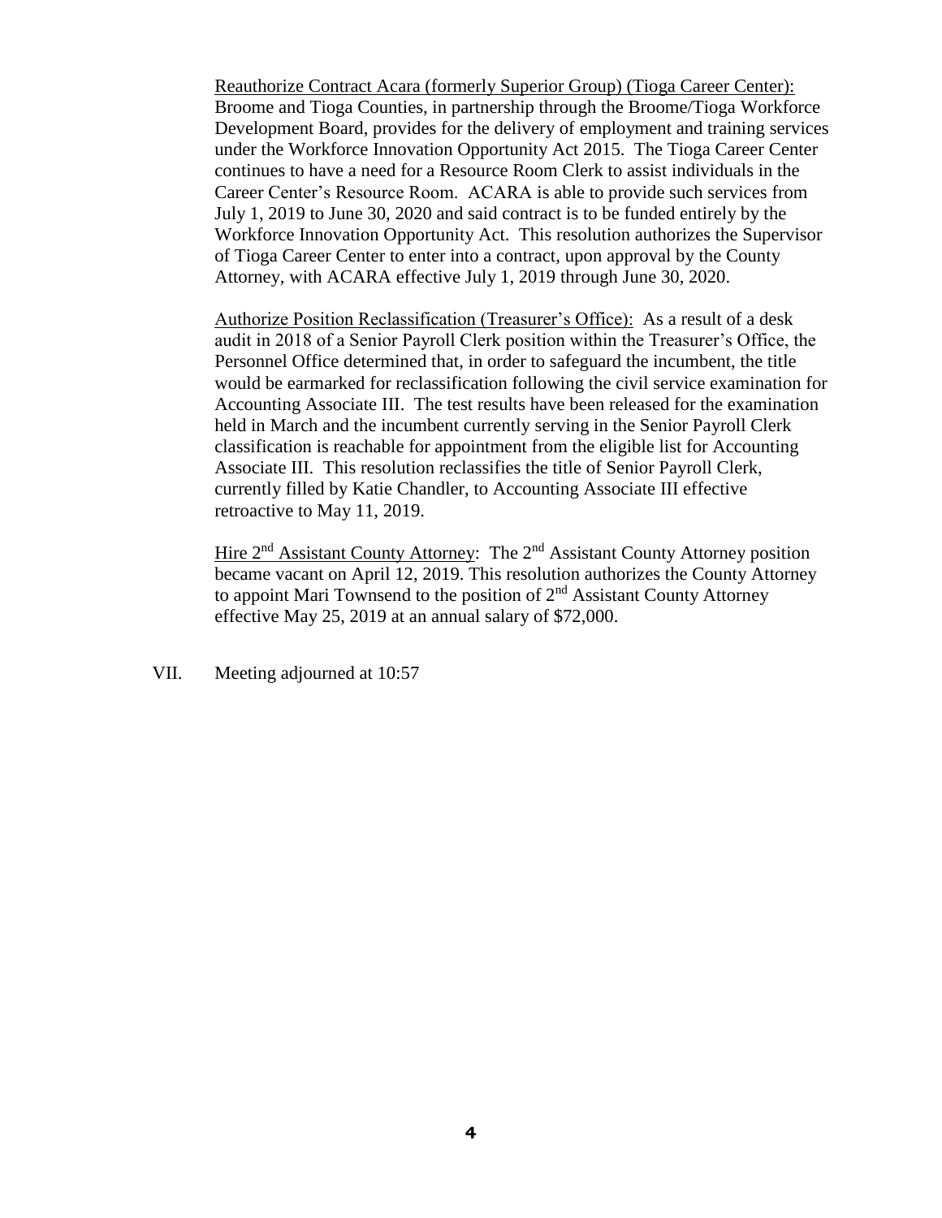Reauthorize Contract Acara (formerly Superior Group) (Tioga Career Center): Broome and Tioga Counties, in partnership through the Broome/Tioga Workforce Development Board, provides for the delivery of employment and training services under the Workforce Innovation Opportunity Act 2015. The Tioga Career Center continues to have a need for a Resource Room Clerk to assist individuals in the Career Center's Resource Room. ACARA is able to provide such services from July 1, 2019 to June 30, 2020 and said contract is to be funded entirely by the Workforce Innovation Opportunity Act. This resolution authorizes the Supervisor of Tioga Career Center to enter into a contract, upon approval by the County Attorney, with ACARA effective July 1, 2019 through June 30, 2020.

Authorize Position Reclassification (Treasurer's Office): As a result of a desk audit in 2018 of a Senior Payroll Clerk position within the Treasurer's Office, the Personnel Office determined that, in order to safeguard the incumbent, the title would be earmarked for reclassification following the civil service examination for Accounting Associate III. The test results have been released for the examination held in March and the incumbent currently serving in the Senior Payroll Clerk classification is reachable for appointment from the eligible list for Accounting Associate III. This resolution reclassifies the title of Senior Payroll Clerk, currently filled by Katie Chandler, to Accounting Associate III effective retroactive to May 11, 2019.

Hire 2nd Assistant County Attorney: The 2nd Assistant County Attorney position became vacant on April 12, 2019. This resolution authorizes the County Attorney to appoint Mari Townsend to the position of 2nd Assistant County Attorney effective May 25, 2019 at an annual salary of $72,000.

VII. Meeting adjourned at 10:57